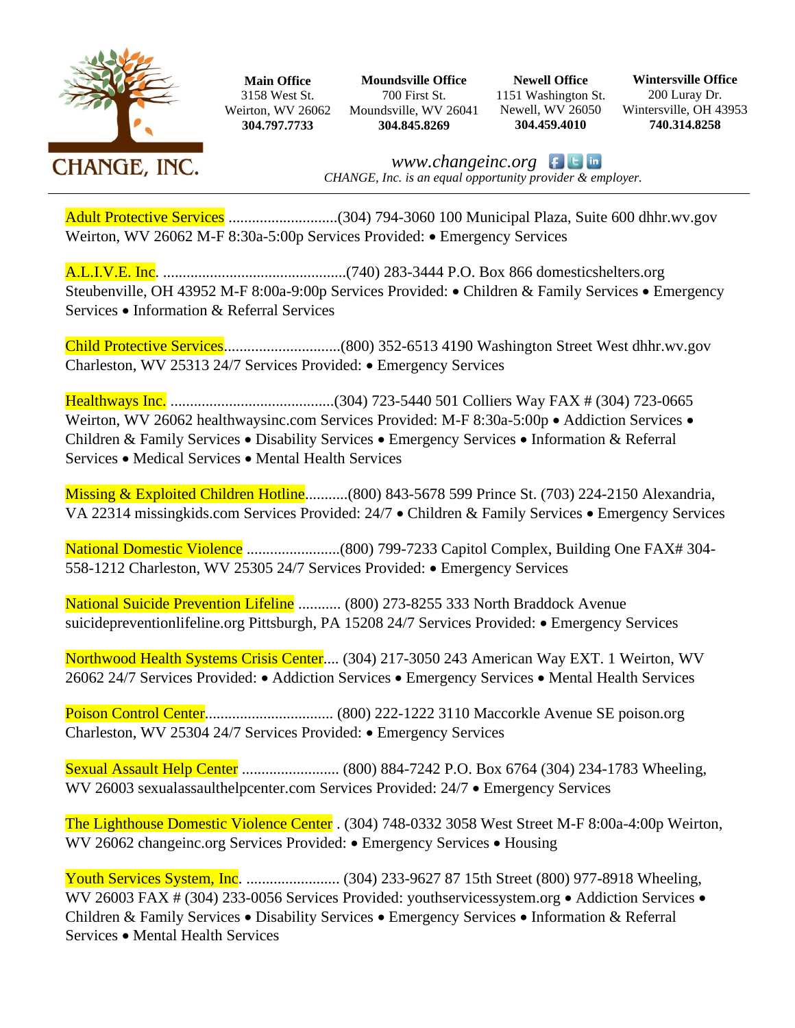# CHANGE, INC.

**Main Office**
3158 West St.
Weirton, WV 26062
**304.797.7733**

**Moundsville Office**
700 First St.
Moundsville, WV 26041
**304.845.8269**

**Newell Office**
1151 Washington St.
Newell, WV 26050
**304.459.4010**

**Wintersville Office**
200 Luray Dr.
Wintersville, OH 43953
**740.314.8258**

*www.changeinc.org*

*CHANGE, Inc. is an equal opportunity provider & employer.*

---

Adult Protective Services ............................(304) 794-3060 100 Municipal Plaza, Suite 600 dhhr.wv.gov Weirton, WV 26062 M-F 8:30a-5:00p Services Provided: • Emergency Services

A.L.I.V.E. Inc. ...............................................(740) 283-3444 P.O. Box 866 domesticshelters.org Steubenville, OH 43952 M-F 8:00a-9:00p Services Provided: • Children & Family Services • Emergency Services • Information & Referral Services

Child Protective Services..............................(800) 352-6513 4190 Washington Street West dhhr.wv.gov Charleston, WV 25313 24/7 Services Provided: • Emergency Services

Healthways Inc. ..........................................(304) 723-5440 501 Colliers Way FAX # (304) 723-0665 Weirton, WV 26062 healthwaysinc.com Services Provided: M-F 8:30a-5:00p • Addiction Services • Children & Family Services • Disability Services • Emergency Services • Information & Referral Services • Medical Services • Mental Health Services

Missing & Exploited Children Hotline...........(800) 843-5678 599 Prince St. (703) 224-2150 Alexandria, VA 22314 missingkids.com Services Provided: 24/7 • Children & Family Services • Emergency Services

National Domestic Violence ........................(800) 799-7233 Capitol Complex, Building One FAX# 304-558-1212 Charleston, WV 25305 24/7 Services Provided: • Emergency Services

National Suicide Prevention Lifeline ........... (800) 273-8255 333 North Braddock Avenue suicidepreventionlifeline.org Pittsburgh, PA 15208 24/7 Services Provided: • Emergency Services

Northwood Health Systems Crisis Center.... (304) 217-3050 243 American Way EXT. 1 Weirton, WV 26062 24/7 Services Provided: • Addiction Services • Emergency Services • Mental Health Services

Poison Control Center................................ (800) 222-1222 3110 Maccorkle Avenue SE poison.org Charleston, WV 25304 24/7 Services Provided: • Emergency Services

Sexual Assault Help Center ......................... (800) 884-7242 P.O. Box 6764 (304) 234-1783 Wheeling, WV 26003 sexualassaulthelpcenter.com Services Provided: 24/7 • Emergency Services

The Lighthouse Domestic Violence Center . (304) 748-0332 3058 West Street M-F 8:00a-4:00p Weirton, WV 26062 changeinc.org Services Provided: • Emergency Services • Housing

Youth Services System, Inc. ........................ (304) 233-9627 87 15th Street (800) 977-8918 Wheeling, WV 26003 FAX # (304) 233-0056 Services Provided: youthservicessystem.org • Addiction Services • Children & Family Services • Disability Services • Emergency Services • Information & Referral Services • Mental Health Services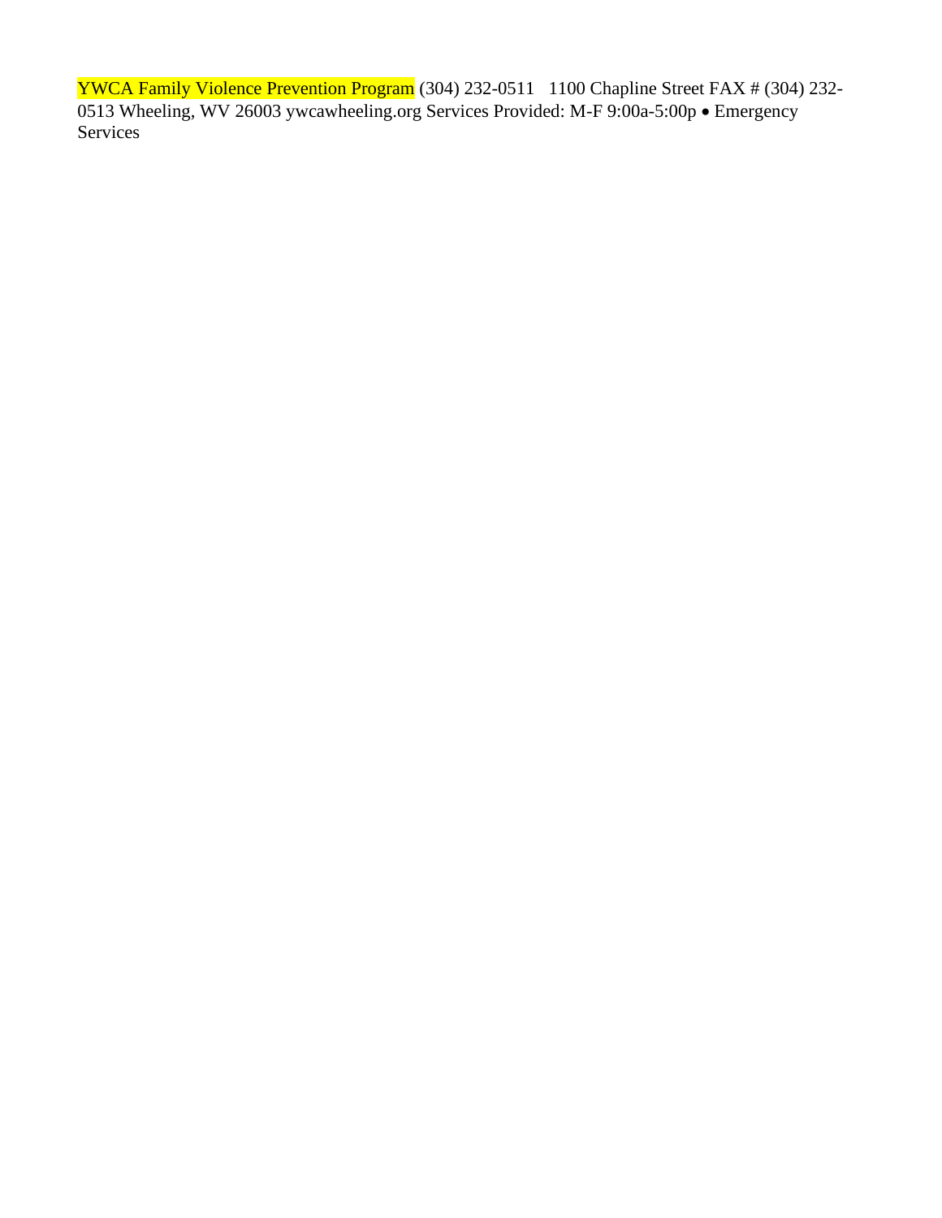YWCA Family Violence Prevention Program (304) 232-0511 1100 Chapline Street FAX # (304) 232-0513 Wheeling, WV 26003 ywcawheeling.org Services Provided: M-F 9:00a-5:00p • Emergency Services